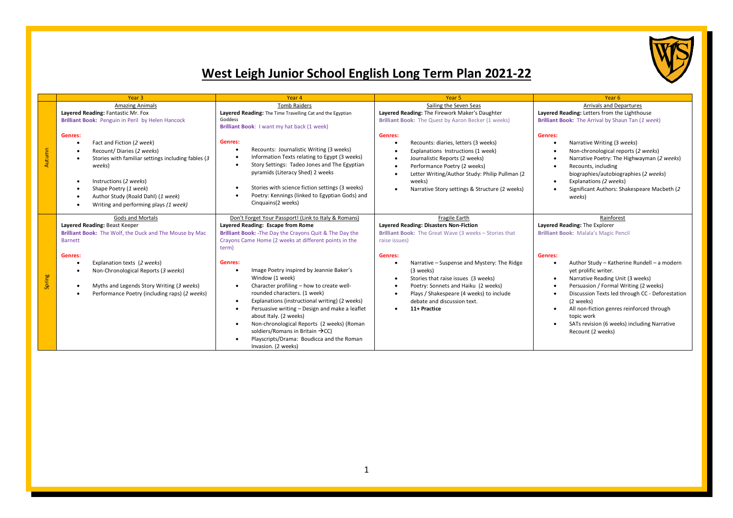# West Leigh Junior School English Long Term Plan 2021-22

| | Year 3 | Year 4 | Year 5 | Year 6 |
|---|---|---|---|---|
| Autumn | Amazing Animals<br>**Layered Reading:** Fantastic Mr. Fox<br>**Brilliant Book:** Penguin in Peril by Helen Hancock<br><br>**Genres:**<br>• Fact and Fiction (*2 week*)<br>• Recount/ Diaries (*2 weeks*)<br>• Stories with familiar settings including fables (*3 weeks*)<br>• Instructions (*2 weeks*)<br>• Shape Poetry (*1 week*)<br>• Author Study (Roald Dahl) (*1 week*)<br>• Writing and performing plays *(1 week)* | Tomb Raiders<br>**Layered Reading:** The Time Travelling Cat and the Egyptian Goddess<br>**Brilliant Book**: I want my hat back (1 week)<br><br>**Genres:**<br>• Recounts: Journalistic Writing (3 weeks)<br>• Information Texts relating to Egypt (3 weeks)<br>• Story Settings: Tadeo Jones and The Egyptian pyramids (Literacy Shed) 2 weeks<br>• Stories with science fiction settings (3 weeks)<br>• Poetry: Kennings (linked to Egyptian Gods) and Cinquains(2 weeks) | Sailing the Seven Seas<br>**Layered Reading:** The Firework Maker's Daughter<br>**Brilliant Book:** The Quest by Aaron Becker (1 weeks)<br><br>**Genres:**<br>• Recounts: diaries, letters (3 weeks)<br>• Explanations Instructions (1 week)<br>• Journalistic Reports (2 weeks)<br>• Performance Poetry (2 weeks)<br>• Letter Writing/Author Study: Philip Pullman (2 weeks)<br>• Narrative Story settings & Structure (2 weeks) | Arrivals and Departures<br>**Layered Reading:** Letters from the Lighthouse<br>**Brilliant Book:** The Arrival by Shaun Tan (*1 week*)<br><br>**Genres:**<br>• Narrative Writing (3 *weeks*)<br>• Non-chronological reports (*2 weeks*)<br>• Narrative Poetry: The Highwayman (*2 weeks*)<br>• Recounts, including biographies/autobiographies (*2 weeks*)<br>• Explanations *(2 weeks*)<br>• Significant Authors: Shakespeare Macbeth (*2 weeks*) |
| Spring | Gods and Mortals<br>**Layered Reading:** Beast Keeper<br>**Brilliant Book:** The Wolf, the Duck and The Mouse by Mac Barnett<br><br>**Genres:**<br>• Explanation texts (*2 weeks*)<br>• Non-Chronological Reports (*3 weeks*)<br>• Myths and Legends Story Writing (*3 weeks*)<br>• Performance Poetry (including raps) (*2 weeks*) | Don't Forget Your Passport! (Link to Italy & Romans)<br>**Layered Reading: Escape from Rome**<br>**Brilliant Book:** -The Day the Crayons Quit & The Day the Crayons Came Home (2 weeks at different points in the term)<br><br>**Genres:**<br>• Image Poetry inspired by Jeannie Baker's Window (1 week)<br>• Character profiling – how to create well-rounded characters. (1 week)<br>• Explanations (instructional writing) (2 weeks)<br>• Persuasive writing – Design and make a leaflet about Italy. (2 weeks)<br>• Non-chronological Reports (2 weeks) (Roman soldiers/Romans in Britain →CC)<br>• Playscripts/Drama: Boudicca and the Roman Invasion. (2 weeks) | Fragile Earth<br>**Layered Reading: Disasters Non-Fiction**<br>**Brilliant Book:** The Great Wave (3 weeks – Stories that raise issues)<br><br>**Genres:**<br>• Narrative – Suspense and Mystery: The Ridge (3 weeks)<br>• Stories that raise issues (3 weeks)<br>• Poetry: Sonnets and Haiku (2 weeks)<br>• Plays / Shakespeare (4 weeks) to include debate and discussion text.<br>• **11+ Practice** | Rainforest<br>**Layered Reading:** The Explorer<br>**Brilliant Book:** Malala's Magic Pencil<br><br>**Genres:**<br>• Author Study – Katherine Rundell – a modern yet prolific writer.<br>• Narrative Reading Unit (3 weeks)<br>• Persuasion / Formal Writing (2 weeks)<br>• Discussion Texts led through CC - Deforestation (2 weeks)<br>• All non-fiction genres reinforced through topic work<br>• SATs revision (6 weeks) including Narrative Recount (2 weeks) |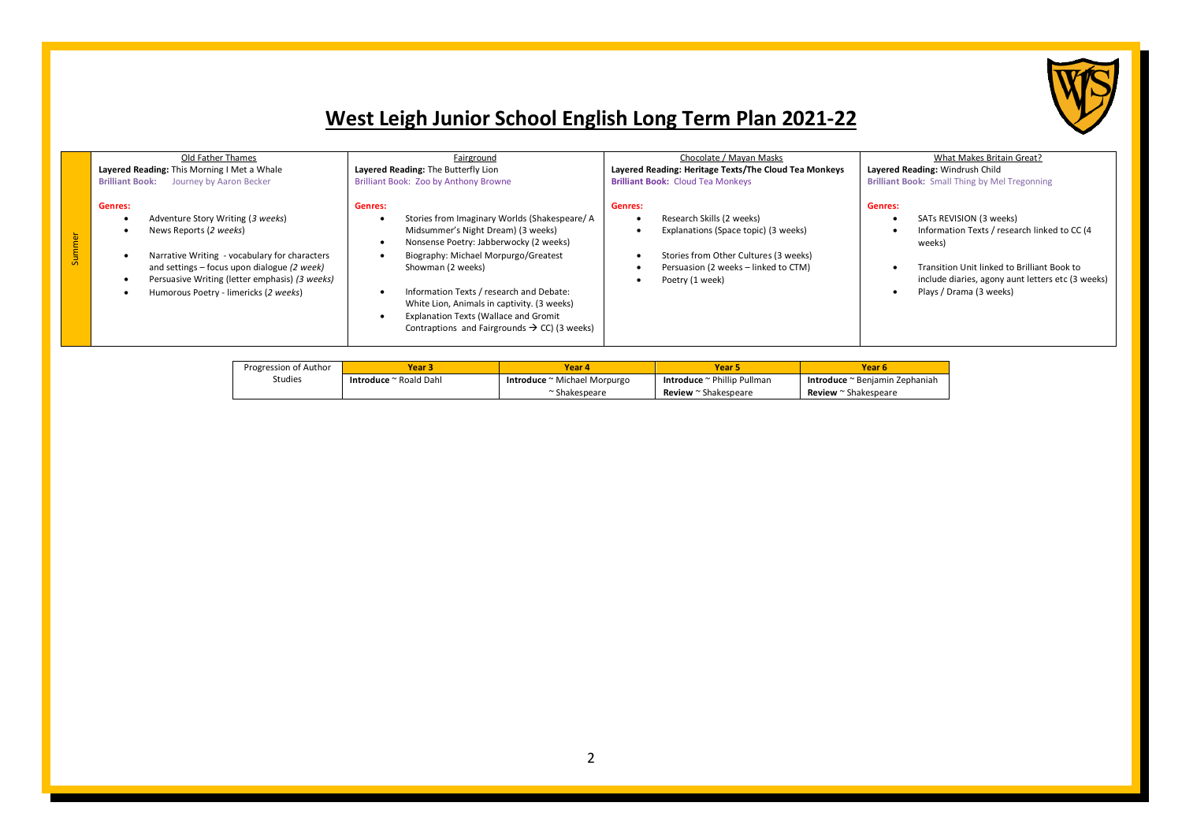# West Leigh Junior School English Long Term Plan 2021-22

| | | | | |
|---|---|---|---|---|
| Summer | Old Father Thames<br>**Layered Reading:** This Morning I Met a Whale<br>**Brilliant Book:** Journey by Aaron Becker<br><br>**Genres:**<br>• Adventure Story Writing (*3 weeks*)<br>• News Reports (*2 weeks*)<br>• Narrative Writing - vocabulary for characters and settings – focus upon dialogue *(2 week)*<br>• Persuasive Writing (letter emphasis) *(3 weeks)*<br>• Humorous Poetry - limericks (*2 weeks*) | Fairground<br>**Layered Reading:** The Butterfly Lion<br>Brilliant Book: Zoo by Anthony Browne<br><br>**Genres:**<br>• Stories from Imaginary Worlds (Shakespeare/ A Midsummer's Night Dream) (3 weeks)<br>• Nonsense Poetry: Jabberwocky (2 weeks)<br>• Biography: Michael Morpurgo/Greatest Showman (2 weeks)<br>• Information Texts / research and Debate: White Lion, Animals in captivity. (3 weeks)<br>• Explanation Texts (Wallace and Gromit Contraptions and Fairgrounds → CC) (3 weeks) | Chocolate / Mayan Masks<br>**Layered Reading: Heritage Texts/The Cloud Tea Monkeys**<br>**Brilliant Book:** Cloud Tea Monkeys<br><br>**Genres:**<br>• Research Skills (2 weeks)<br>• Explanations (Space topic) (3 weeks)<br>• Stories from Other Cultures (3 weeks)<br>• Persuasion (2 weeks – linked to CTM)<br>• Poetry (1 week) | What Makes Britain Great?<br>**Layered Reading:** Windrush Child<br>**Brilliant Book:** Small Thing by Mel Tregonning<br><br>**Genres:**<br>• SATs REVISION (3 weeks)<br>• Information Texts / research linked to CC (4 weeks)<br>• Transition Unit linked to Brilliant Book to include diaries, agony aunt letters etc (3 weeks)<br>• Plays / Drama (3 weeks) |

| Progression of Author Studies | Year 3 | Year 4 | Year 5 | Year 6 |
|---|---|---|---|---|
| | **Introduce** ~ Roald Dahl | **Introduce** ~ Michael Morpurgo<br>~ Shakespeare | **Introduce** ~ Phillip Pullman<br>**Review** ~ Shakespeare | **Introduce** ~ Benjamin Zephaniah<br>**Review** ~ Shakespeare |